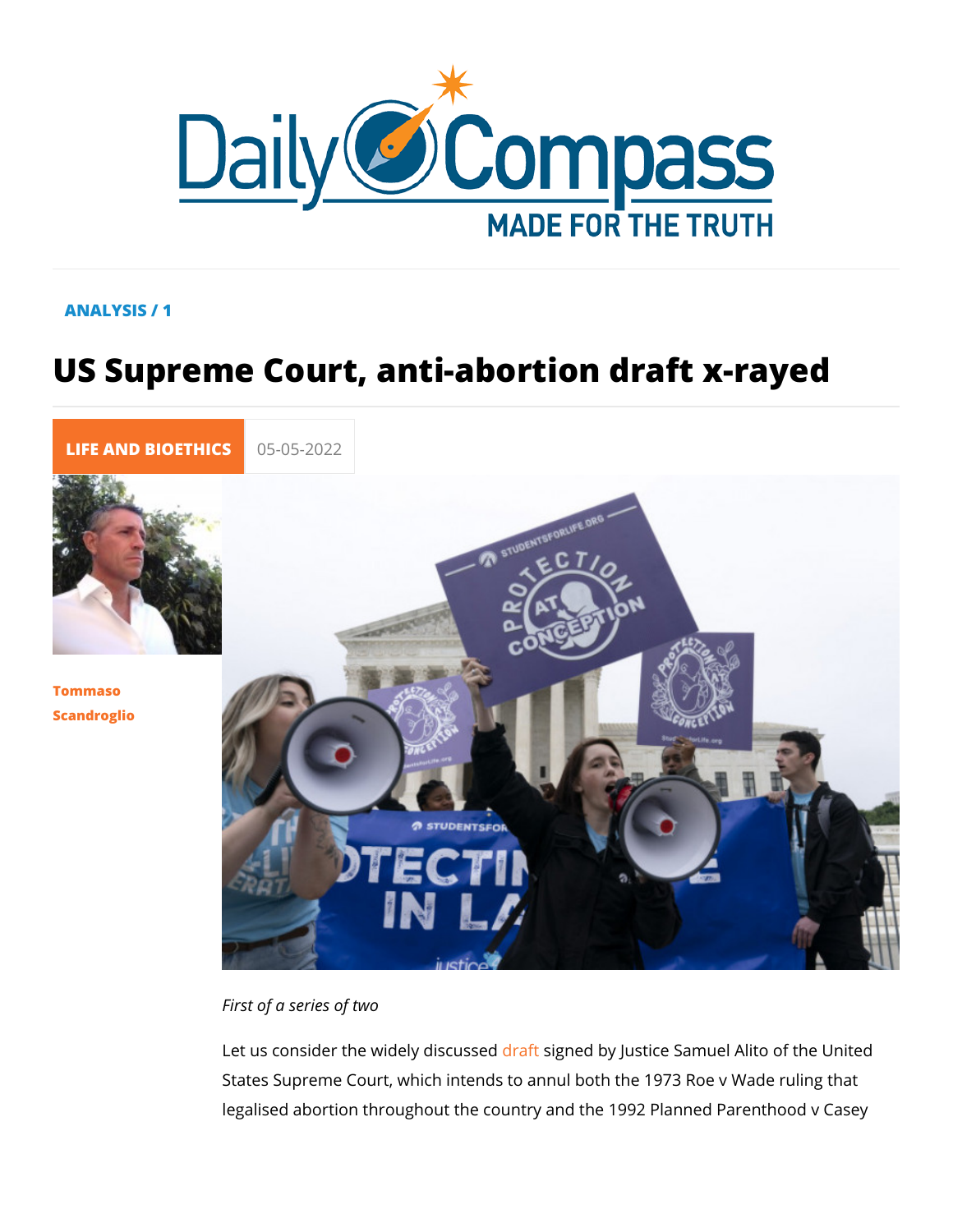ANALYSIS / 1

# US Supreme Court, anti-abortion draft x-rayed

LIFE AND BIOETHICS 05-05-2022

Tommaso Scandroglio

*First of a series of two*

Let us consider the widely discussed draft signed by Justice Samuel Alito of the United States Supreme Court, which intends to annul both the 1973 Roe v Wade ruling that legalised abortion throughout the country and the 1992 Planned Parenthood v Casey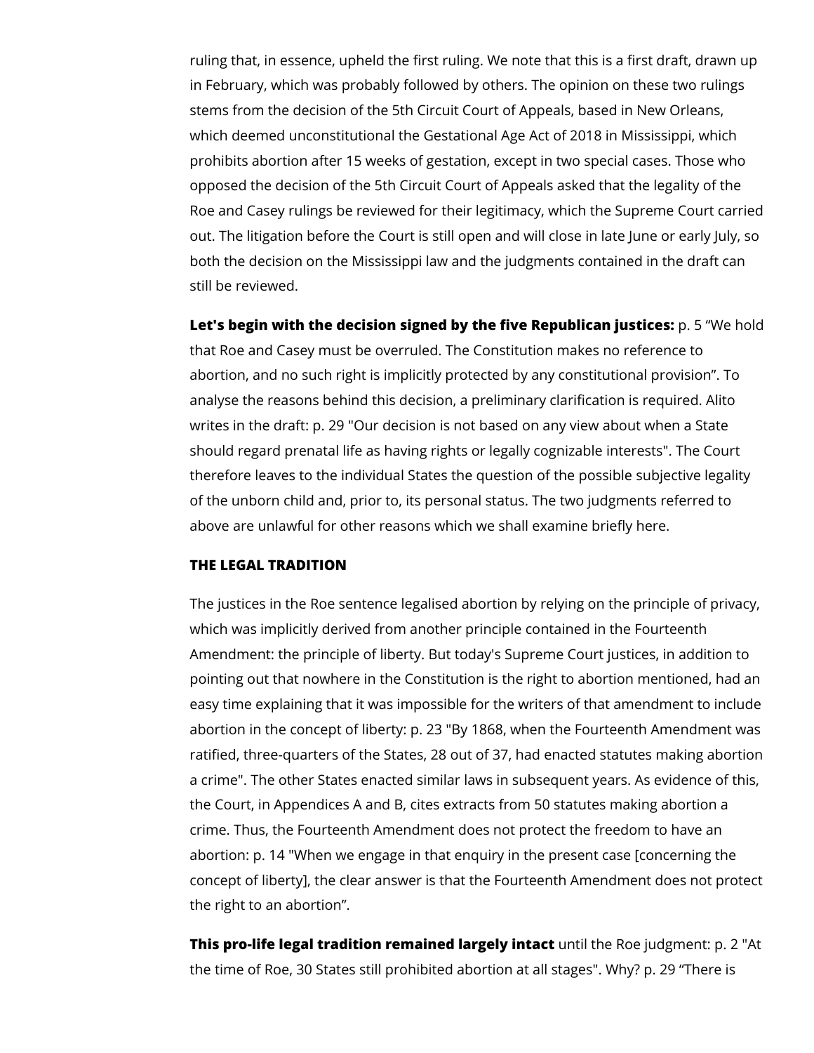ruling that, in essence, upheld the first ruling. We note that this is a first draft, drawn up in February, which was probably followed by others. The opinion on these two rulings stems from the decision of the 5th Circuit Court of Appeals, based in New Orleans, which deemed unconstitutional the Gestational Age Act of 2018 in Mississippi, which prohibits abortion after 15 weeks of gestation, except in two special cases. Those who opposed the decision of the 5th Circuit Court of Appeals asked that the legality of the Roe and Casey rulings be reviewed for their legitimacy, which the Supreme Court carried out. The litigation before the Court is still open and will close in late June or early July, so both the decision on the Mississippi law and the judgments contained in the draft can still be reviewed.

**Let's begin with the decision signed by the five Republican justices:** p. 5 “We hold that Roe and Casey must be overruled. The Constitution makes no reference to abortion, and no such right is implicitly protected by any constitutional provision”. To analyse the reasons behind this decision, a preliminary clarification is required. Alito writes in the draft: p. 29 "Our decision is not based on any view about when a State should regard prenatal life as having rights or legally cognizable interests". The Court therefore leaves to the individual States the question of the possible subjective legality of the unborn child and, prior to, its personal status. The two judgments referred to above are unlawful for other reasons which we shall examine briefly here.

**THE LEGAL TRADITION**

The justices in the Roe sentence legalised abortion by relying on the principle of privacy, which was implicitly derived from another principle contained in the Fourteenth Amendment: the principle of liberty. But today's Supreme Court justices, in addition to pointing out that nowhere in the Constitution is the right to abortion mentioned, had an easy time explaining that it was impossible for the writers of that amendment to include abortion in the concept of liberty: p. 23 "By 1868, when the Fourteenth Amendment was ratified, three-quarters of the States, 28 out of 37, had enacted statutes making abortion a crime". The other States enacted similar laws in subsequent years. As evidence of this, the Court, in Appendices A and B, cites extracts from 50 statutes making abortion a crime. Thus, the Fourteenth Amendment does not protect the freedom to have an abortion: p. 14 "When we engage in that enquiry in the present case [concerning the concept of liberty], the clear answer is that the Fourteenth Amendment does not protect the right to an abortion”.

**This pro-life legal tradition remained largely intact** until the Roe judgment: p. 2 "At the time of Roe, 30 States still prohibited abortion at all stages". Why? p. 29 “There is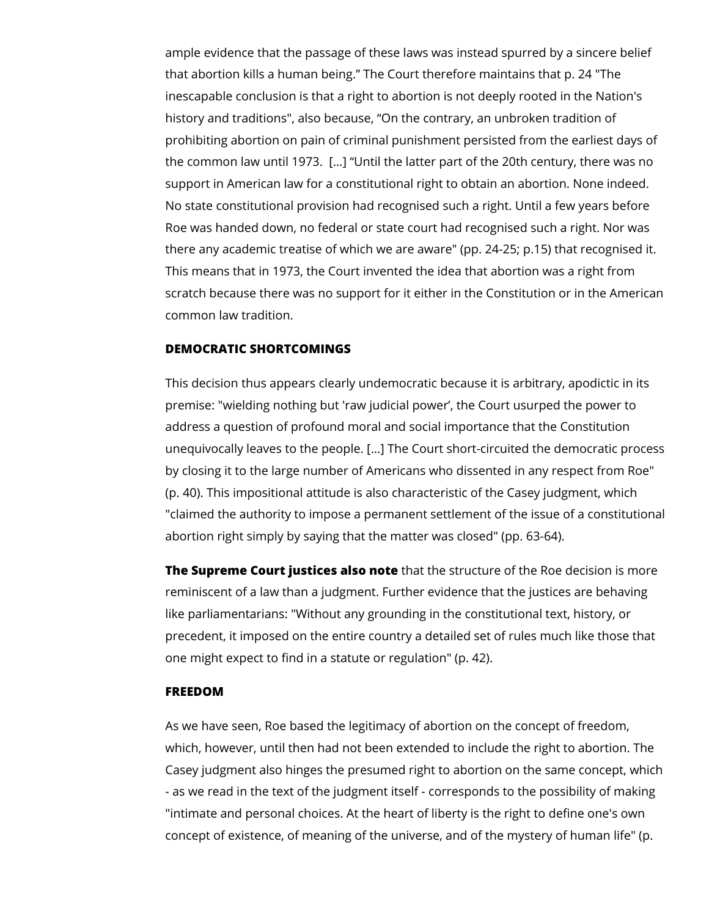ample evidence that the passage of these laws was instead spurred by a sincere belief that abortion kills a human being." The Court therefore maintains that p. 24 "The inescapable conclusion is that a right to abortion is not deeply rooted in the Nation's history and traditions", also because, "On the contrary, an unbroken tradition of prohibiting abortion on pain of criminal punishment persisted from the earliest days of the common law until 1973. [...] "Until the latter part of the 20th century, there was no support in American law for a constitutional right to obtain an abortion. None indeed. No state constitutional provision had recognised such a right. Until a few years before Roe was handed down, no federal or state court had recognised such a right. Nor was there any academic treatise of which we are aware" (pp. 24-25; p.15) that recognised it. This means that in 1973, the Court invented the idea that abortion was a right from scratch because there was no support for it either in the Constitution or in the American common law tradition.

### DEMOCRATIC SHORTCOMINGS

This decision thus appears clearly undemocratic because it is arbitrary, apodictic in its premise: "wielding nothing but 'raw judicial power', the Court usurped the power to address a question of profound moral and social importance that the Constitution unequivocally leaves to the people. [...] The Court short-circuited the democratic process by closing it to the large number of Americans who dissented in any respect from Roe" (p. 40). This impositional attitude is also characteristic of the Casey judgment, which "claimed the authority to impose a permanent settlement of the issue of a constitutional abortion right simply by saying that the matter was closed" (pp. 63-64).

**The Supreme Court justices also note** that the structure of the Roe decision is more reminiscent of a law than a judgment. Further evidence that the justices are behaving like parliamentarians: "Without any grounding in the constitutional text, history, or precedent, it imposed on the entire country a detailed set of rules much like those that one might expect to find in a statute or regulation" (p. 42).

### FREEDOM

As we have seen, Roe based the legitimacy of abortion on the concept of freedom, which, however, until then had not been extended to include the right to abortion. The Casey judgment also hinges the presumed right to abortion on the same concept, which - as we read in the text of the judgment itself - corresponds to the possibility of making "intimate and personal choices. At the heart of liberty is the right to define one's own concept of existence, of meaning of the universe, and of the mystery of human life" (p.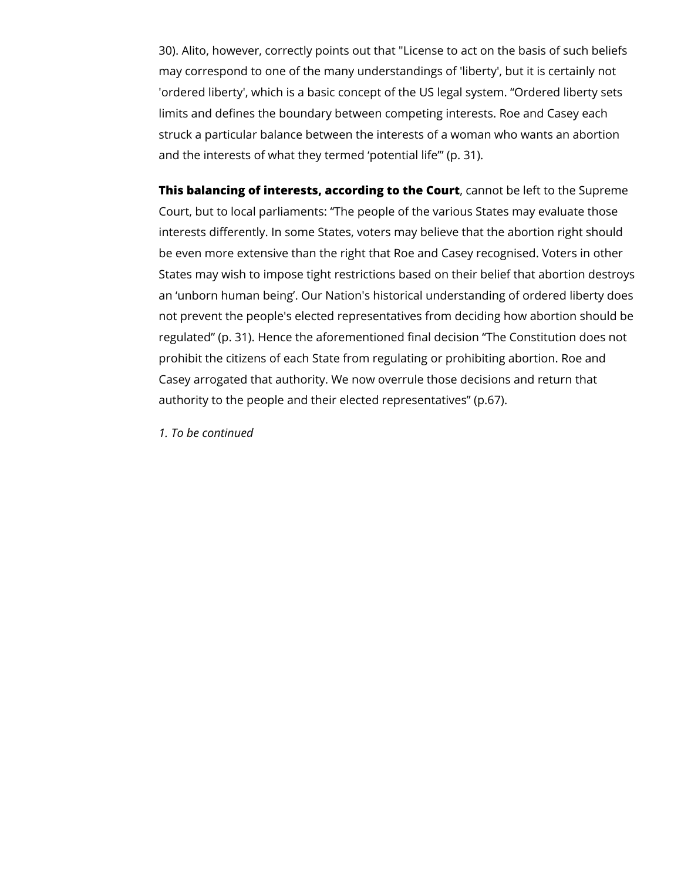30). Alito, however, correctly points out that "License to act on the basis of such beliefs may correspond to one of the many understandings of 'liberty', but it is certainly not 'ordered liberty', which is a basic concept of the US legal system. "Ordered liberty sets limits and defines the boundary between competing interests. Roe and Casey each struck a particular balance between the interests of a woman who wants an abortion and the interests of what they termed 'potential life'" (p. 31).

**This balancing of interests, according to the Court**, cannot be left to the Supreme Court, but to local parliaments: "The people of the various States may evaluate those interests differently. In some States, voters may believe that the abortion right should be even more extensive than the right that Roe and Casey recognised. Voters in other States may wish to impose tight restrictions based on their belief that abortion destroys an 'unborn human being'. Our Nation's historical understanding of ordered liberty does not prevent the people's elected representatives from deciding how abortion should be regulated" (p. 31). Hence the aforementioned final decision "The Constitution does not prohibit the citizens of each State from regulating or prohibiting abortion. Roe and Casey arrogated that authority. We now overrule those decisions and return that authority to the people and their elected representatives" (p.67).

*1. To be continued*